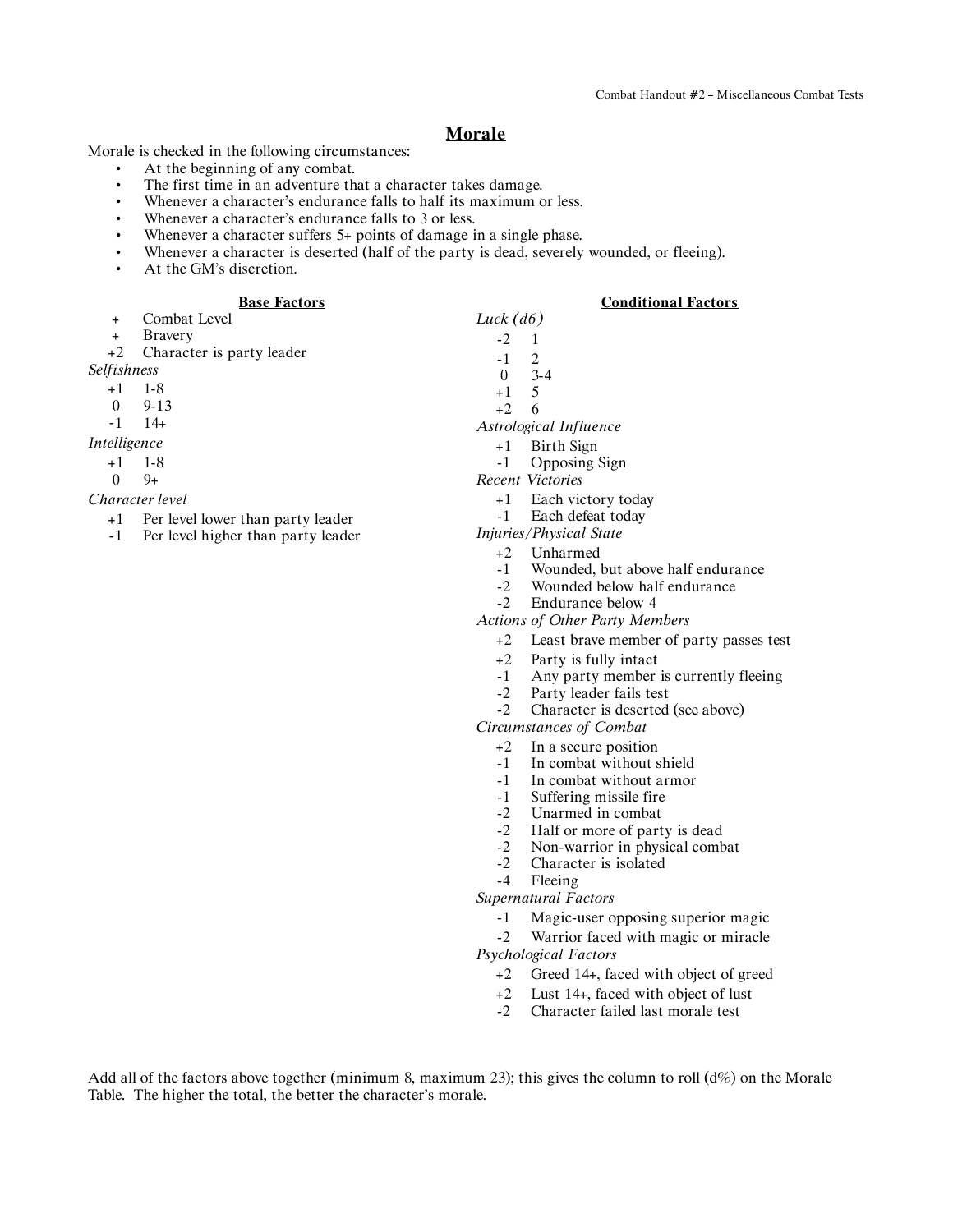## Morale

Morale is checked in the following circumstances:

- At the beginning of any combat.
- The first time in an adventure that a character takes damage.
- Whenever a character's endurance falls to half its maximum or less.
- Whenever a character's endurance falls to 3 or less.
- Whenever a character suffers 5+ points of damage in a single phase.
- Whenever a character is deserted (half of the party is dead, severely wounded, or fleeing).
- At the GM's discretion.

### Base Factors

| | |
|---|---|
| + | Combat Level |
| + | Bravery |
| +2 | Character is party leader |

*Selfishness*

| | |
|---|---|
| +1 | 1-8 |
| 0 | 9-13 |
| -1 | 14+ |

*Intelligence*

| | |
|---|---|
| +1 | 1-8 |
| 0 | 9+ |

*Character level*

| | |
|---|---|
| +1 | Per level lower than party leader |
| -1 | Per level higher than party leader |

### Conditional Factors

*Luck (d6)*

| | |
|---|---|
| -2 | 1 |
| -1 | 2 |
| 0 | 3-4 |
| +1 | 5 |
| +2 | 6 |

*Astrological Influence*

| | |
|---|---|
| +1 | Birth Sign |
| -1 | Opposing Sign |

*Recent Victories*

| | |
|---|---|
| +1 | Each victory today |
| -1 | Each defeat today |

*Injuries/Physical State*

| | |
|---|---|
| +2 | Unharmed |
| -1 | Wounded, but above half endurance |
| -2 | Wounded below half endurance |
| -2 | Endurance below 4 |

*Actions of Other Party Members*

| | |
|---|---|
| +2 | Least brave member of party passes test |
| +2 | Party is fully intact |
| -1 | Any party member is currently fleeing |
| -2 | Party leader fails test |
| -2 | Character is deserted (see above) |

*Circumstances of Combat*

| | |
|---|---|
| +2 | In a secure position |
| -1 | In combat without shield |
| -1 | In combat without armor |
| -1 | Suffering missile fire |
| -2 | Unarmed in combat |
| -2 | Half or more of party is dead |
| -2 | Non-warrior in physical combat |
| -2 | Character is isolated |
| -4 | Fleeing |

*Supernatural Factors*

| | |
|---|---|
| -1 | Magic-user opposing superior magic |
| -2 | Warrior faced with magic or miracle |

*Psychological Factors*

| | |
|---|---|
| +2 | Greed 14+, faced with object of greed |
| +2 | Lust 14+, faced with object of lust |
| -2 | Character failed last morale test |

Add all of the factors above together (minimum 8, maximum 23); this gives the column to roll (d%) on the Morale Table. The higher the total, the better the character's morale.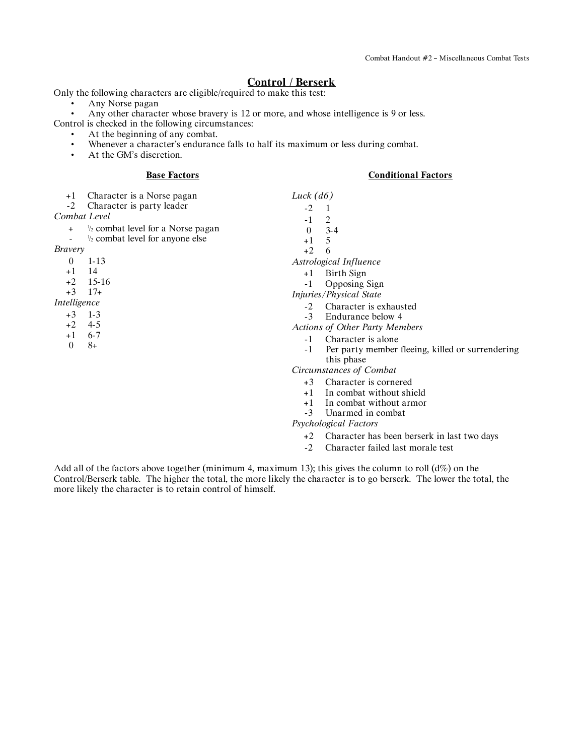## Control / Berserk

Only the following characters are eligible/required to make this test:

- Any Norse pagan
- Any other character whose bravery is 12 or more, and whose intelligence is 9 or less.

Control is checked in the following circumstances:

- At the beginning of any combat.
- Whenever a character's endurance falls to half its maximum or less during combat.
- At the GM's discretion.

### Base Factors

| | |
|---|---|
| +1 | Character is a Norse pagan |
| -2 | Character is party leader |
| *Combat Level* | |
| + | ½ combat level for a Norse pagan |
| - | ½ combat level for anyone else |
| *Bravery* | |
| 0 | 1-13 |
| +1 | 14 |
| +2 | 15-16 |
| +3 | 17+ |
| *Intelligence* | |
| +3 | 1-3 |
| +2 | 4-5 |
| +1 | 6-7 |
| 0 | 8+ |

### Conditional Factors

| | |
|---|---|
| *Luck (d6)* | |
| -2 | 1 |
| -1 | 2 |
| 0 | 3-4 |
| +1 | 5 |
| +2 | 6 |
| *Astrological Influence* | |
| +1 | Birth Sign |
| -1 | Opposing Sign |
| *Injuries/Physical State* | |
| -2 | Character is exhausted |
| -3 | Endurance below 4 |
| *Actions of Other Party Members* | |
| -1 | Character is alone |
| -1 | Per party member fleeing, killed or surrendering this phase |
| *Circumstances of Combat* | |
| +3 | Character is cornered |
| +1 | In combat without shield |
| +1 | In combat without armor |
| -3 | Unarmed in combat |
| *Psychological Factors* | |
| +2 | Character has been berserk in last two days |
| -2 | Character failed last morale test |

Add all of the factors above together (minimum 4, maximum 13); this gives the column to roll (d%) on the Control/Berserk table. The higher the total, the more likely the character is to go berserk. The lower the total, the more likely the character is to retain control of himself.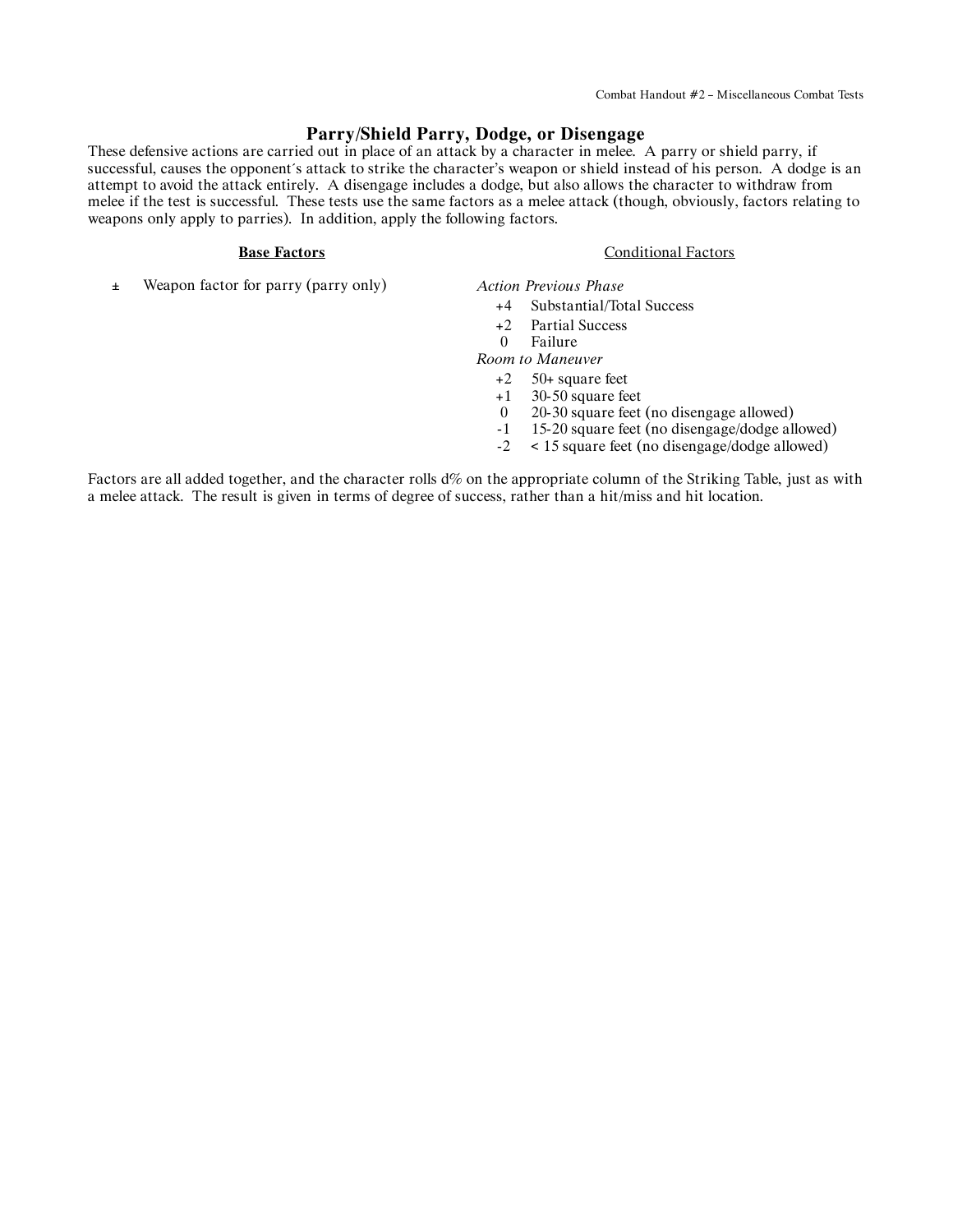## Parry/Shield Parry, Dodge, or Disengage

These defensive actions are carried out in place of an attack by a character in melee. A parry or shield parry, if successful, causes the opponent´s attack to strike the character's weapon or shield instead of his person. A dodge is an attempt to avoid the attack entirely. A disengage includes a dodge, but also allows the character to withdraw from melee if the test is successful. These tests use the same factors as a melee attack (though, obviously, factors relating to weapons only apply to parries). In addition, apply the following factors.

**Base Factors**

| | |
|---|---|
| ± | Weapon factor for parry (parry only) |

Conditional Factors

*Action Previous Phase*

| | |
|---|---|
| +4 | Substantial/Total Success |
| +2 | Partial Success |
| 0 | Failure |

*Room to Maneuver*

| | |
|---|---|
| +2 | 50+ square feet |
| +1 | 30-50 square feet |
| 0 | 20-30 square feet (no disengage allowed) |
| -1 | 15-20 square feet (no disengage/dodge allowed) |
| -2 | < 15 square feet (no disengage/dodge allowed) |

Factors are all added together, and the character rolls d% on the appropriate column of the Striking Table, just as with a melee attack. The result is given in terms of degree of success, rather than a hit/miss and hit location.